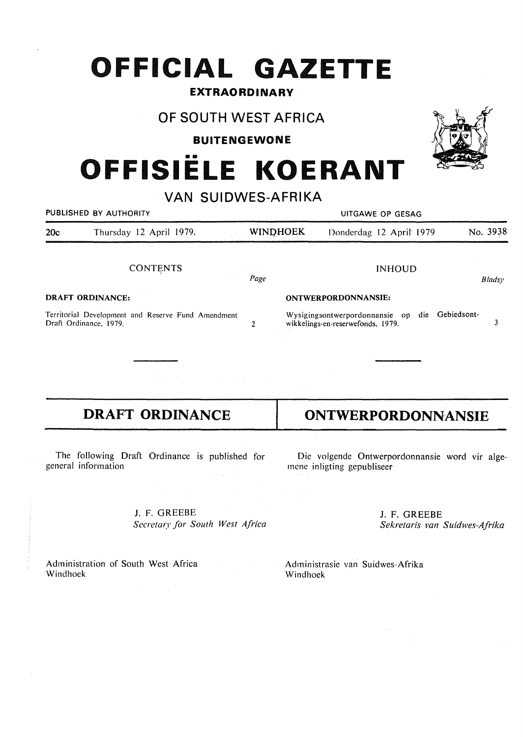# OFFICIAL GAZETTE

**EXTRAORDINARY**

OF SOUTH WEST AFRICA

**BUITENGEWONE**

# OFFISIËLE KOERANT

VAN SUIDWES-AFRIKA

PUBLISHED BY AUTHORITY — UITGAWE OP GESAG

| 20c | Thursday 12 April 1979. | WINDHOEK | Donderdag 12 April 1979 | No. 3938 |
|---|---|---|---|---|

| CONTENTS | Page | INHOUD | Bladsy |
|---|---|---|---|
| **DRAFT ORDINANCE:** | | **ONTWERPORDONNANSIE:** | |
| Territorial Development and Reserve Fund Amendment Draft Ordinance, 1979. | 2 | Wysigingsontwerpordonnansie op die Gebiedsontwikkelings-en-reserwefonds, 1979. | 3 |

## DRAFT ORDINANCE

The following Draft Ordinance is published for general information

J. F. GREEBE
*Secretary for South West Africa*

Administration of South West Africa
Windhoek

## ONTWERPORDONNANSIE

Die volgende Ontwerpordonnansie word vir algemene inligting gepubliseer

J. F. GREEBE
*Sekretaris van Suidwes-Afrika*

Administrasie van Suidwes-Afrika
Windhoek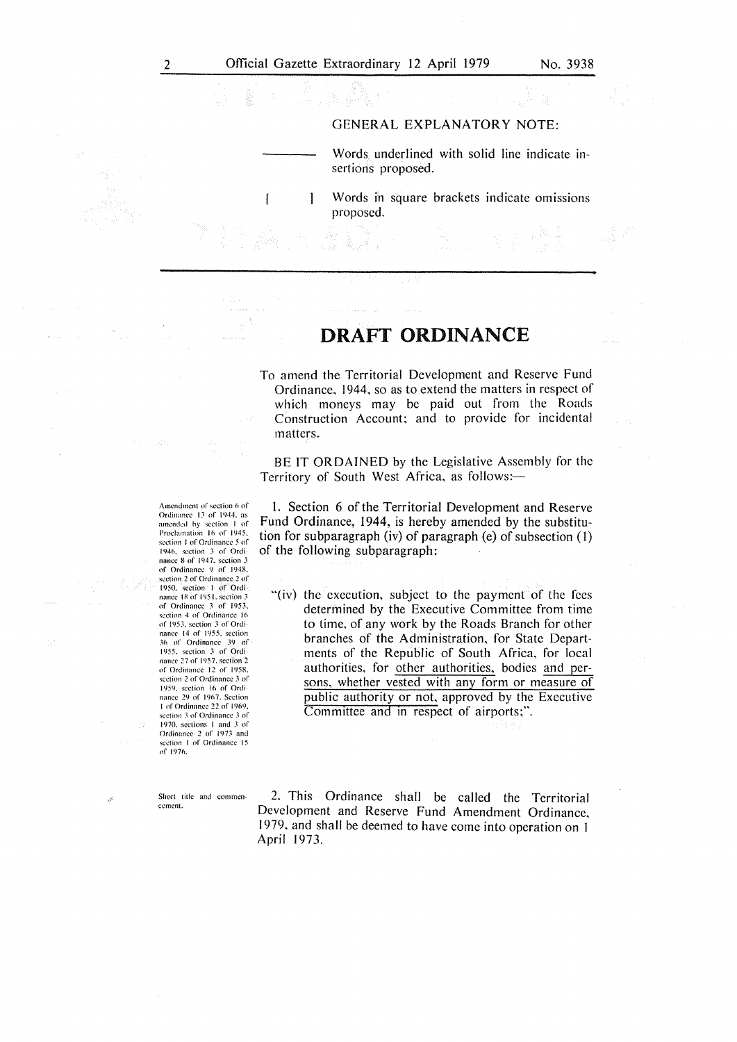GENERAL EXPLANATORY NOTE:

———— Words underlined with solid line indicate insertions proposed.

[ ] Words in square brackets indicate omissions proposed.

# DRAFT ORDINANCE

To amend the Territorial Development and Reserve Fund Ordinance, 1944, so as to extend the matters in respect of which moneys may be paid out from the Roads Construction Account; and to provide for incidental matters.

BE IT ORDAINED by the Legislative Assembly for the Territory of South West Africa, as follows:—

*Amendment of section 6 of Ordinance 13 of 1944, as amended by section 1 of Proclamation 16 of 1945, section 1 of Ordinance 5 of 1946, section 3 of Ordinance 8 of 1947, section 3 of Ordinance 9 of 1948, section 2 of Ordinance 2 of 1950, section 1 of Ordinance 18 of 1951, section 3 of Ordinance 3 of 1953, section 4 of Ordinance 16 of 1953, section 3 of Ordinance 14 of 1955, section 36 of Ordinance 39 of 1955, section 3 of Ordinance 27 of 1957, section 2 of Ordinance 12 of 1958, section 2 of Ordinance 3 of 1959, section 16 of Ordinance 29 of 1967, Section 1 of Ordinance 22 of 1969, section 3 of Ordinance 3 of 1970, sections 1 and 3 of Ordinance 2 of 1973 and section 1 of Ordinance 15 of 1976.*

1. Section 6 of the Territorial Development and Reserve Fund Ordinance, 1944, is hereby amended by the substitution for subparagraph (iv) of paragraph (e) of subsection (1) of the following subparagraph:

"(iv) the execution, subject to the payment of the fees determined by the Executive Committee from time to time, of any work by the Roads Branch for other branches of the Administration, for State Departments of the Republic of South Africa, for local authorities, for <u>other authorities</u>, bodies <u>and persons, whether vested with any form or measure of public authority or not</u>, approved by the Executive Committee <u>and in</u> respect of airports;".

*Short title and commencement.*

2. This Ordinance shall be called the Territorial Development and Reserve Fund Amendment Ordinance, 1979, and shall be deemed to have come into operation on 1 April 1973.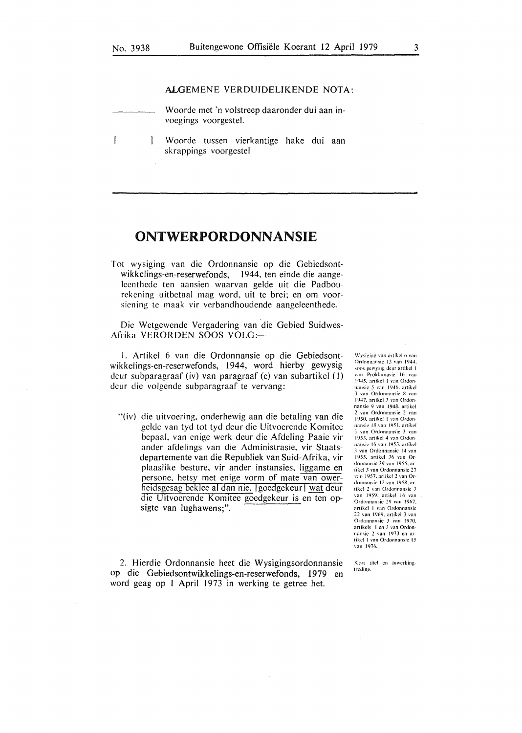ALGEMENE VERDUIDELIKENDE NOTA:

\_\_\_\_\_\_\_\_ Woorde met 'n volstreep daaronder dui aan invoegings voorgestel.

[ ] Woorde tussen vierkantige hake dui aan skrappings voorgestel

# ONTWERPORDONNANSIE

Tot wysiging van die Ordonnansie op die Gebiedsontwikkelings-en-reserwefonds, 1944, ten einde die aangeleenthede ten aansien waarvan gelde uit die Padbourekening uitbetaal mag word, uit te brei; en om voorsiening te maak vir verbandhoudende aangeleenthede.

Die Wetgewende Vergadering van die Gebied Suidwes-Afrika VERORDEN SOOS VOLG:—

Wysiging van artikel 6 van Ordonnansie 13 van 1944, soos gewysig deur artikel 1 van Proklamasie 16 van 1945, artikel 1 van Ordonnansie 5 van 1946, artikel 3 van Ordonnansie 8 van 1947, artikel 3 van Ordonnansie 9 van 1948, artikel 2 van Ordonnansie 2 van 1950, artikel 1 van Ordonnansie 18 van 1951, artikel 3 van Ordonnansie 3 van 1953, artikel 4 van Ordonnansie 16 van 1953, artikel 3 van Ordonnansie 14 van 1955, artikel 36 van Ordonnansie 39 van 1955, artikel 3 van Ordonnansie 27 van 1957, artikel 2 van Ordonnansie 12 van 1958, artikel 2 van Ordonnansie 3 van 1959, artikel 16 van Ordonnansie 29 van 1967, artikel 1 van Ordonnansie 22 van 1969, artikel 3 van Ordonnansie 3 van 1970, artikels 1 en 3 van Ordonnansie 2 van 1973 en artikel 1 van Ordonnansie 15 van 1976.

1. Artikel 6 van die Ordonnansie op die Gebiedsontwikkelings-en-reserwefonds, 1944, word hierby gewysig deur subparagraaf (iv) van paragraaf (e) van subartikel (1) deur die volgende subparagraaf te vervang:

"(iv) die uitvoering, onderhewig aan die betaling van die gelde van tyd tot tyd deur die Uitvoerende Komitee bepaal, van enige werk deur die Afdeling Paaie vir ander afdelings van die Administrasie, vir Staatsdepartemente van die Republiek van Suid-Afrika, vir plaaslike besture, vir ander instansies, <u>liggame en persone, hetsy met enige vorm of mate van owerheidsgesag beklee al dan nie,</u> [goedgekeur] <u>wat</u> deur die Uitvoerende Komitee <u>goedgekeur is</u> en ten opsigte van lughawens;".

Kort titel en inwerkingtreding.

2. Hierdie Ordonnansie heet die Wysigingsordonnansie op die Gebiedsontwikkelings-en-reserwefonds, 1979 en word geag op 1 April 1973 in werking te getree het.